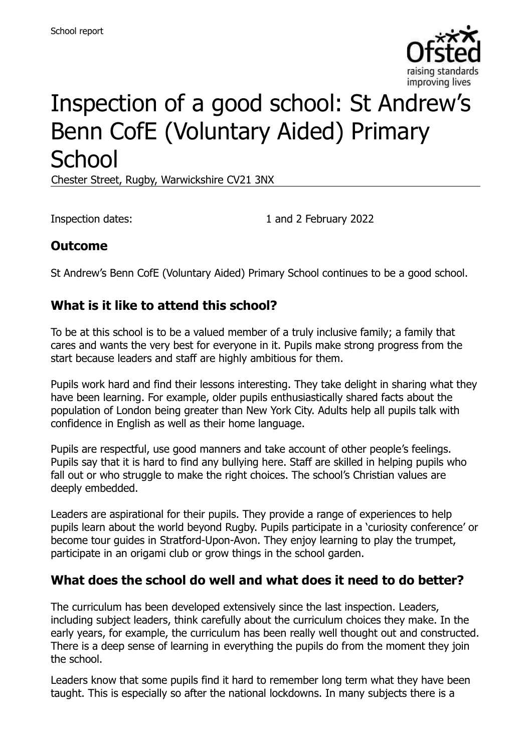School report

# Inspection of a good school: St Andrew's Benn CofE (Voluntary Aided) Primary School

Chester Street, Rugby, Warwickshire CV21 3NX

Inspection dates: 1 and 2 February 2022

## Outcome

St Andrew's Benn CofE (Voluntary Aided) Primary School continues to be a good school.

## What is it like to attend this school?

To be at this school is to be a valued member of a truly inclusive family; a family that cares and wants the very best for everyone in it. Pupils make strong progress from the start because leaders and staff are highly ambitious for them.

Pupils work hard and find their lessons interesting. They take delight in sharing what they have been learning. For example, older pupils enthusiastically shared facts about the population of London being greater than New York City. Adults help all pupils talk with confidence in English as well as their home language.

Pupils are respectful, use good manners and take account of other people's feelings. Pupils say that it is hard to find any bullying here. Staff are skilled in helping pupils who fall out or who struggle to make the right choices. The school's Christian values are deeply embedded.

Leaders are aspirational for their pupils. They provide a range of experiences to help pupils learn about the world beyond Rugby. Pupils participate in a 'curiosity conference' or become tour guides in Stratford-Upon-Avon. They enjoy learning to play the trumpet, participate in an origami club or grow things in the school garden.

## What does the school do well and what does it need to do better?

The curriculum has been developed extensively since the last inspection. Leaders, including subject leaders, think carefully about the curriculum choices they make. In the early years, for example, the curriculum has been really well thought out and constructed. There is a deep sense of learning in everything the pupils do from the moment they join the school.

Leaders know that some pupils find it hard to remember long term what they have been taught. This is especially so after the national lockdowns. In many subjects there is a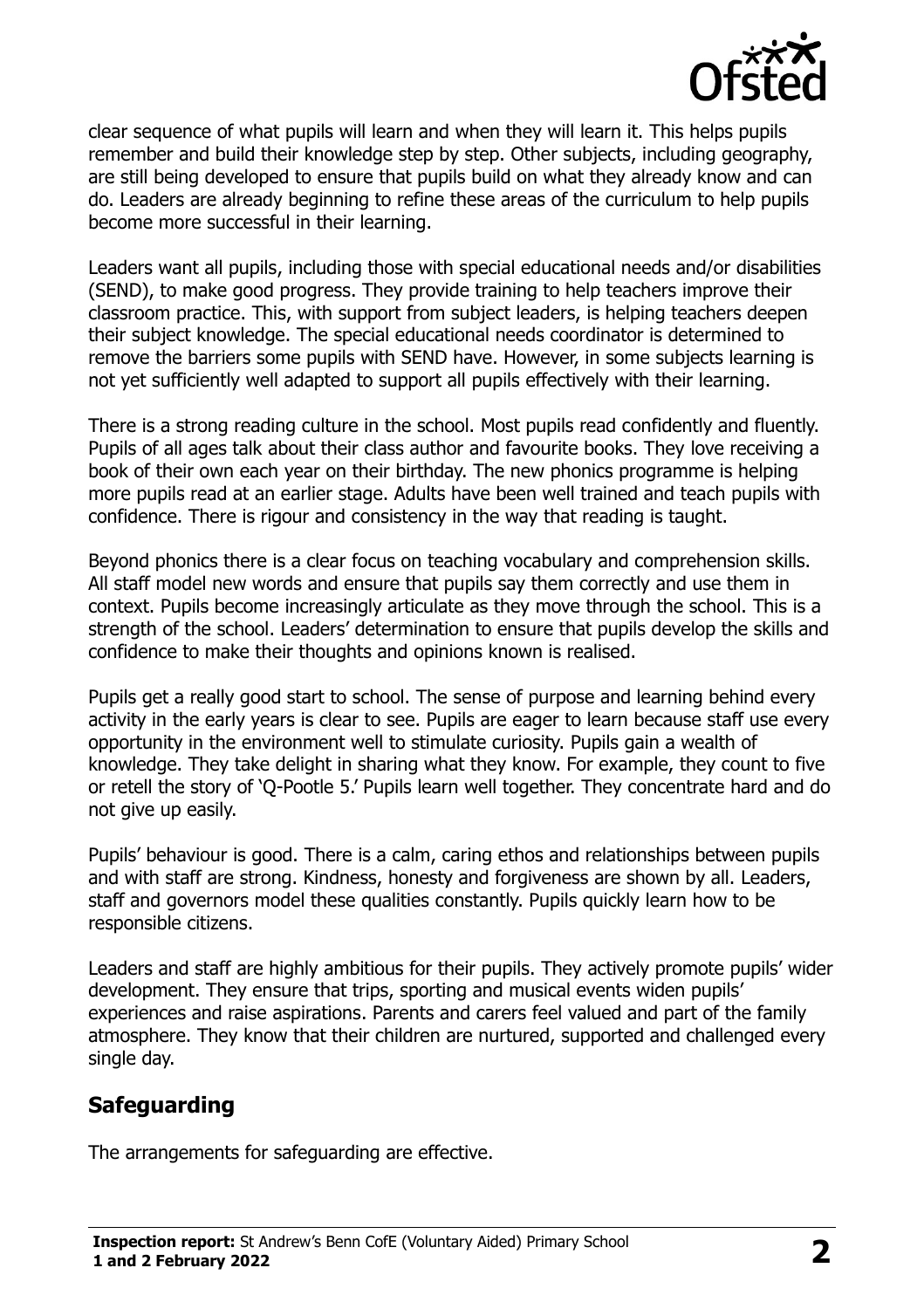clear sequence of what pupils will learn and when they will learn it. This helps pupils remember and build their knowledge step by step. Other subjects, including geography, are still being developed to ensure that pupils build on what they already know and can do. Leaders are already beginning to refine these areas of the curriculum to help pupils become more successful in their learning.

Leaders want all pupils, including those with special educational needs and/or disabilities (SEND), to make good progress. They provide training to help teachers improve their classroom practice. This, with support from subject leaders, is helping teachers deepen their subject knowledge. The special educational needs coordinator is determined to remove the barriers some pupils with SEND have. However, in some subjects learning is not yet sufficiently well adapted to support all pupils effectively with their learning.

There is a strong reading culture in the school. Most pupils read confidently and fluently. Pupils of all ages talk about their class author and favourite books. They love receiving a book of their own each year on their birthday. The new phonics programme is helping more pupils read at an earlier stage. Adults have been well trained and teach pupils with confidence. There is rigour and consistency in the way that reading is taught.

Beyond phonics there is a clear focus on teaching vocabulary and comprehension skills. All staff model new words and ensure that pupils say them correctly and use them in context. Pupils become increasingly articulate as they move through the school. This is a strength of the school. Leaders' determination to ensure that pupils develop the skills and confidence to make their thoughts and opinions known is realised.

Pupils get a really good start to school. The sense of purpose and learning behind every activity in the early years is clear to see. Pupils are eager to learn because staff use every opportunity in the environment well to stimulate curiosity. Pupils gain a wealth of knowledge. They take delight in sharing what they know. For example, they count to five or retell the story of 'Q-Pootle 5.' Pupils learn well together. They concentrate hard and do not give up easily.

Pupils' behaviour is good. There is a calm, caring ethos and relationships between pupils and with staff are strong. Kindness, honesty and forgiveness are shown by all. Leaders, staff and governors model these qualities constantly. Pupils quickly learn how to be responsible citizens.

Leaders and staff are highly ambitious for their pupils. They actively promote pupils' wider development. They ensure that trips, sporting and musical events widen pupils' experiences and raise aspirations. Parents and carers feel valued and part of the family atmosphere. They know that their children are nurtured, supported and challenged every single day.

## Safeguarding

The arrangements for safeguarding are effective.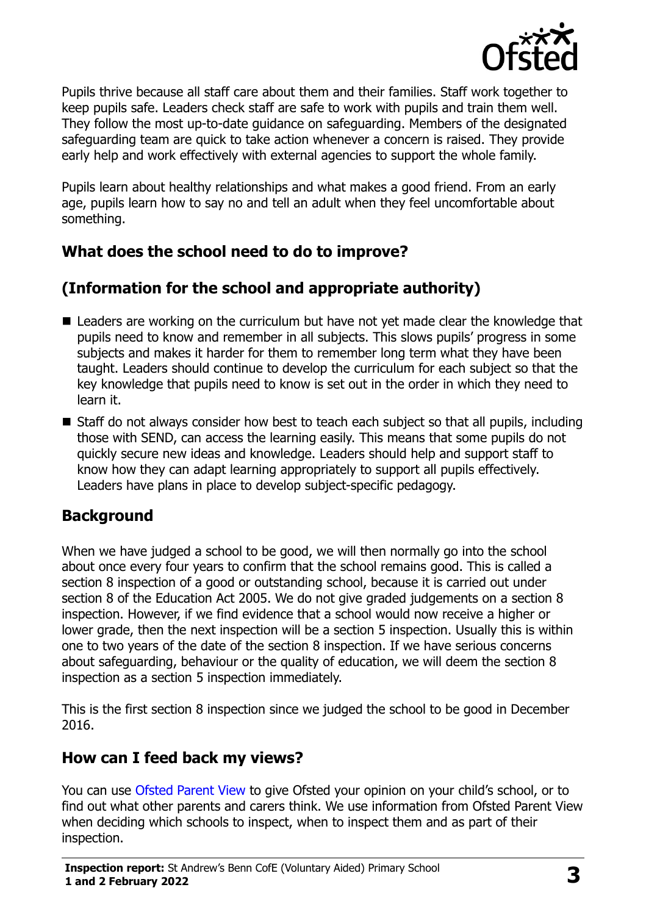Pupils thrive because all staff care about them and their families. Staff work together to keep pupils safe. Leaders check staff are safe to work with pupils and train them well. They follow the most up-to-date guidance on safeguarding. Members of the designated safeguarding team are quick to take action whenever a concern is raised. They provide early help and work effectively with external agencies to support the whole family.

Pupils learn about healthy relationships and what makes a good friend. From an early age, pupils learn how to say no and tell an adult when they feel uncomfortable about something.

## What does the school need to do to improve?

## (Information for the school and appropriate authority)

- Leaders are working on the curriculum but have not yet made clear the knowledge that pupils need to know and remember in all subjects. This slows pupils' progress in some subjects and makes it harder for them to remember long term what they have been taught. Leaders should continue to develop the curriculum for each subject so that the key knowledge that pupils need to know is set out in the order in which they need to learn it.
- Staff do not always consider how best to teach each subject so that all pupils, including those with SEND, can access the learning easily. This means that some pupils do not quickly secure new ideas and knowledge. Leaders should help and support staff to know how they can adapt learning appropriately to support all pupils effectively. Leaders have plans in place to develop subject-specific pedagogy.

## Background

When we have judged a school to be good, we will then normally go into the school about once every four years to confirm that the school remains good. This is called a section 8 inspection of a good or outstanding school, because it is carried out under section 8 of the Education Act 2005. We do not give graded judgements on a section 8 inspection. However, if we find evidence that a school would now receive a higher or lower grade, then the next inspection will be a section 5 inspection. Usually this is within one to two years of the date of the section 8 inspection. If we have serious concerns about safeguarding, behaviour or the quality of education, we will deem the section 8 inspection as a section 5 inspection immediately.

This is the first section 8 inspection since we judged the school to be good in December 2016.

## How can I feed back my views?

You can use Ofsted Parent View to give Ofsted your opinion on your child's school, or to find out what other parents and carers think. We use information from Ofsted Parent View when deciding which schools to inspect, when to inspect them and as part of their inspection.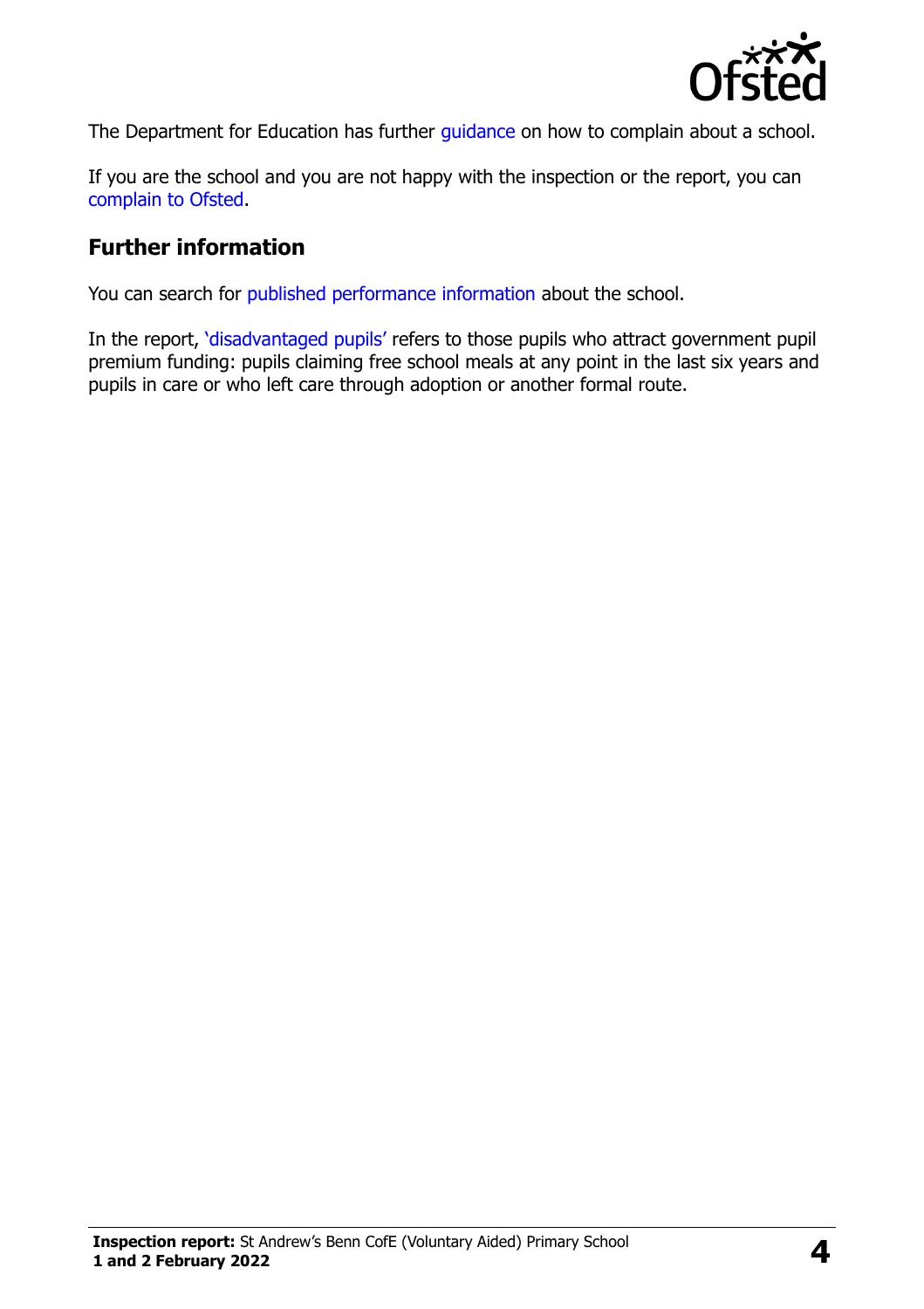The Department for Education has further guidance on how to complain about a school.

If you are the school and you are not happy with the inspection or the report, you can complain to Ofsted.

## Further information

You can search for published performance information about the school.

In the report, 'disadvantaged pupils' refers to those pupils who attract government pupil premium funding: pupils claiming free school meals at any point in the last six years and pupils in care or who left care through adoption or another formal route.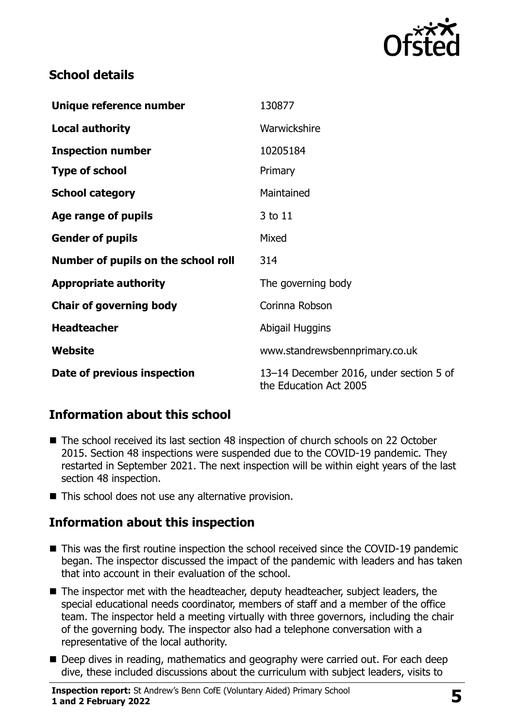## School details

| | |
|---|---|
| **Unique reference number** | 130877 |
| **Local authority** | Warwickshire |
| **Inspection number** | 10205184 |
| **Type of school** | Primary |
| **School category** | Maintained |
| **Age range of pupils** | 3 to 11 |
| **Gender of pupils** | Mixed |
| **Number of pupils on the school roll** | 314 |
| **Appropriate authority** | The governing body |
| **Chair of governing body** | Corinna Robson |
| **Headteacher** | Abigail Huggins |
| **Website** | www.standrewsbennprimary.co.uk |
| **Date of previous inspection** | 13–14 December 2016, under section 5 of the Education Act 2005 |

## Information about this school

- The school received its last section 48 inspection of church schools on 22 October 2015. Section 48 inspections were suspended due to the COVID-19 pandemic. They restarted in September 2021. The next inspection will be within eight years of the last section 48 inspection.
- This school does not use any alternative provision.

## Information about this inspection

- This was the first routine inspection the school received since the COVID-19 pandemic began. The inspector discussed the impact of the pandemic with leaders and has taken that into account in their evaluation of the school.
- The inspector met with the headteacher, deputy headteacher, subject leaders, the special educational needs coordinator, members of staff and a member of the office team. The inspector held a meeting virtually with three governors, including the chair of the governing body. The inspector also had a telephone conversation with a representative of the local authority.
- Deep dives in reading, mathematics and geography were carried out. For each deep dive, these included discussions about the curriculum with subject leaders, visits to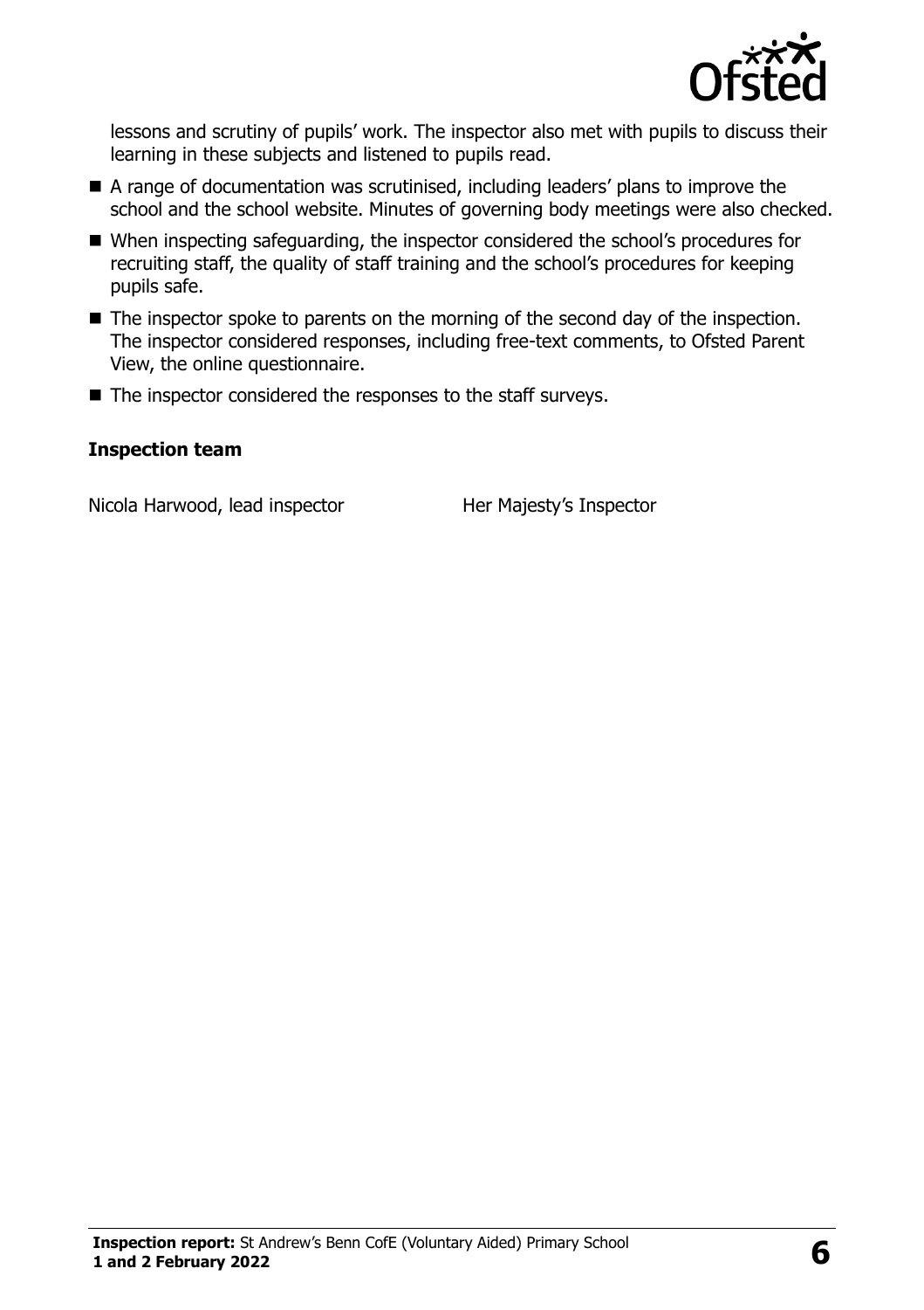lessons and scrutiny of pupils' work. The inspector also met with pupils to discuss their learning in these subjects and listened to pupils read.

- A range of documentation was scrutinised, including leaders' plans to improve the school and the school website. Minutes of governing body meetings were also checked.
- When inspecting safeguarding, the inspector considered the school's procedures for recruiting staff, the quality of staff training and the school's procedures for keeping pupils safe.
- The inspector spoke to parents on the morning of the second day of the inspection. The inspector considered responses, including free-text comments, to Ofsted Parent View, the online questionnaire.
- The inspector considered the responses to the staff surveys.

### Inspection team

| | |
|---|---|
| Nicola Harwood, lead inspector | Her Majesty's Inspector |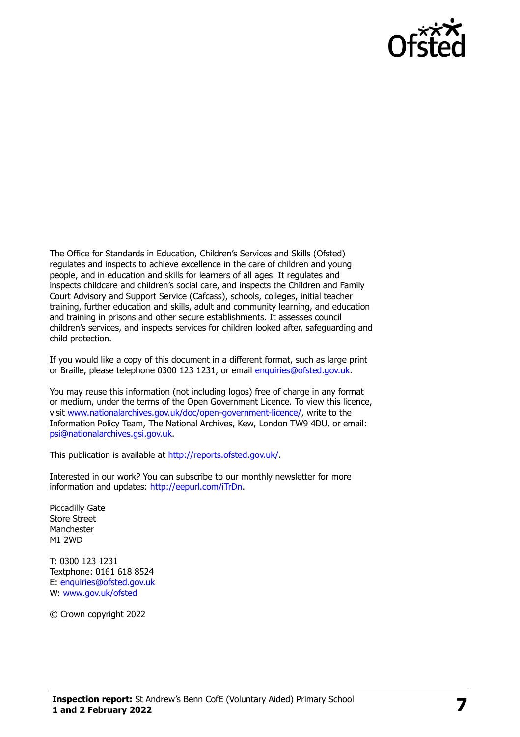The Office for Standards in Education, Children's Services and Skills (Ofsted) regulates and inspects to achieve excellence in the care of children and young people, and in education and skills for learners of all ages. It regulates and inspects childcare and children's social care, and inspects the Children and Family Court Advisory and Support Service (Cafcass), schools, colleges, initial teacher training, further education and skills, adult and community learning, and education and training in prisons and other secure establishments. It assesses council children's services, and inspects services for children looked after, safeguarding and child protection.

If you would like a copy of this document in a different format, such as large print or Braille, please telephone 0300 123 1231, or email enquiries@ofsted.gov.uk.

You may reuse this information (not including logos) free of charge in any format or medium, under the terms of the Open Government Licence. To view this licence, visit www.nationalarchives.gov.uk/doc/open-government-licence/, write to the Information Policy Team, The National Archives, Kew, London TW9 4DU, or email: psi@nationalarchives.gsi.gov.uk.

This publication is available at http://reports.ofsted.gov.uk/.

Interested in our work? You can subscribe to our monthly newsletter for more information and updates: http://eepurl.com/iTrDn.

Piccadilly Gate
Store Street
Manchester
M1 2WD

T: 0300 123 1231
Textphone: 0161 618 8524
E: enquiries@ofsted.gov.uk
W: www.gov.uk/ofsted

© Crown copyright 2022